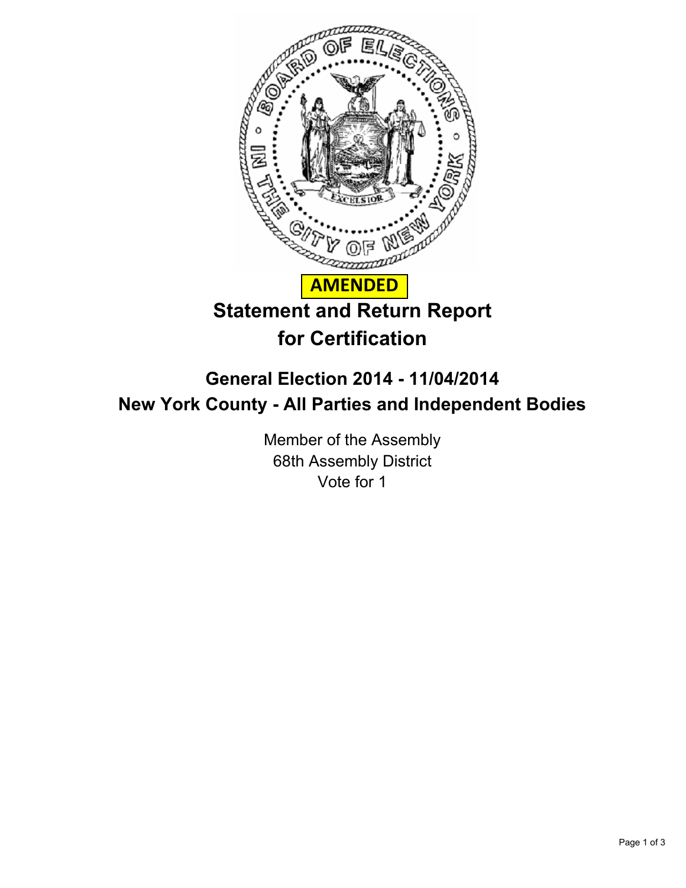**AMENDED**

# Statement and Return Report for Certification

## General Election 2014 - 11/04/2014
## New York County - All Parties and Independent Bodies

Member of the Assembly
68th Assembly District
Vote for 1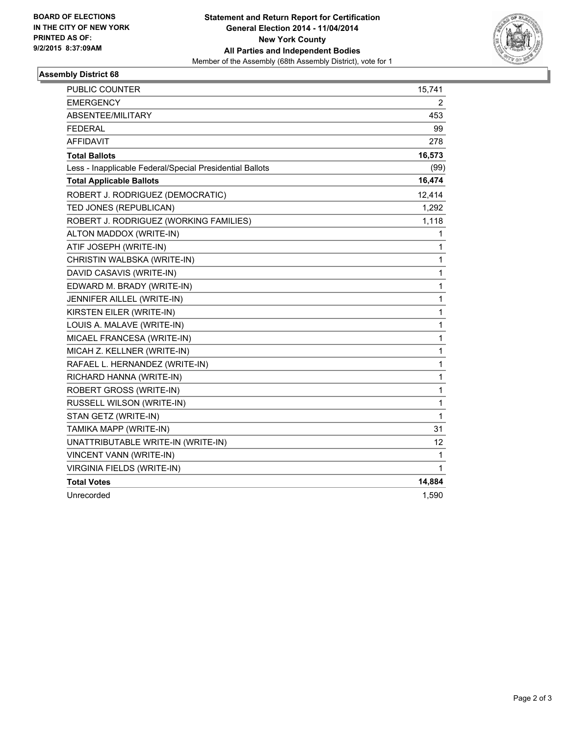**BOARD OF ELECTIONS IN THE CITY OF NEW YORK PRINTED AS OF: 9/2/2015 8:37:09AM**

**Statement and Return Report for Certification**
**General Election 2014 - 11/04/2014**
**New York County**
**All Parties and Independent Bodies**
Member of the Assembly (68th Assembly District), vote for 1

## Assembly District 68

| | |
|---|---|
| PUBLIC COUNTER | 15,741 |
| EMERGENCY | 2 |
| ABSENTEE/MILITARY | 453 |
| FEDERAL | 99 |
| AFFIDAVIT | 278 |
| **Total Ballots** | **16,573** |
| Less - Inapplicable Federal/Special Presidential Ballots | (99) |
| **Total Applicable Ballots** | **16,474** |
| ROBERT J. RODRIGUEZ (DEMOCRATIC) | 12,414 |
| TED JONES (REPUBLICAN) | 1,292 |
| ROBERT J. RODRIGUEZ (WORKING FAMILIES) | 1,118 |
| ALTON MADDOX (WRITE-IN) | 1 |
| ATIF JOSEPH (WRITE-IN) | 1 |
| CHRISTIN WALBSKA (WRITE-IN) | 1 |
| DAVID CASAVIS (WRITE-IN) | 1 |
| EDWARD M. BRADY (WRITE-IN) | 1 |
| JENNIFER AILLEL (WRITE-IN) | 1 |
| KIRSTEN EILER (WRITE-IN) | 1 |
| LOUIS A. MALAVE (WRITE-IN) | 1 |
| MICAEL FRANCESA (WRITE-IN) | 1 |
| MICAH Z. KELLNER (WRITE-IN) | 1 |
| RAFAEL L. HERNANDEZ (WRITE-IN) | 1 |
| RICHARD HANNA (WRITE-IN) | 1 |
| ROBERT GROSS (WRITE-IN) | 1 |
| RUSSELL WILSON (WRITE-IN) | 1 |
| STAN GETZ (WRITE-IN) | 1 |
| TAMIKA MAPP (WRITE-IN) | 31 |
| UNATTRIBUTABLE WRITE-IN (WRITE-IN) | 12 |
| VINCENT VANN (WRITE-IN) | 1 |
| VIRGINIA FIELDS (WRITE-IN) | 1 |
| **Total Votes** | **14,884** |
| Unrecorded | 1,590 |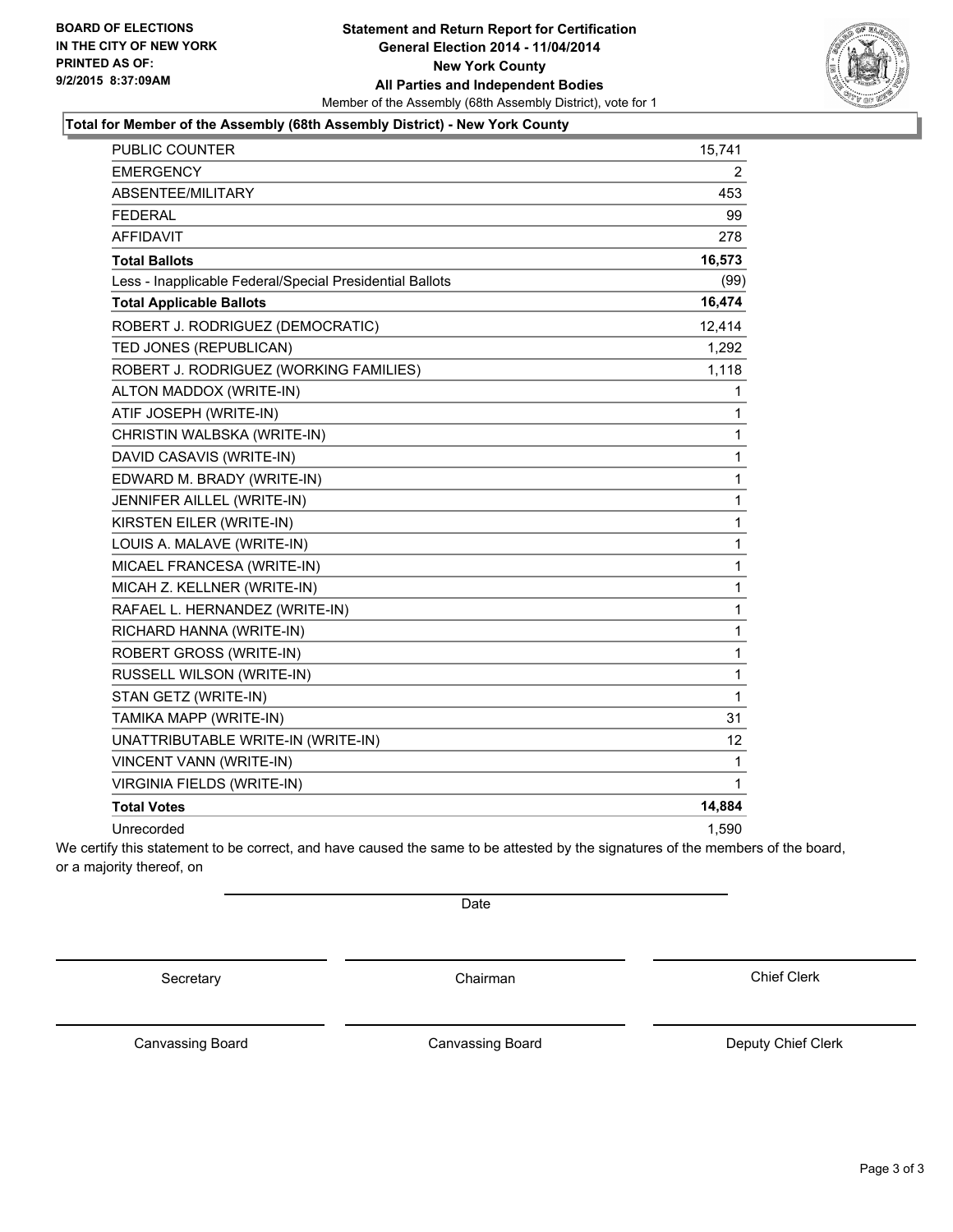**BOARD OF ELECTIONS IN THE CITY OF NEW YORK PRINTED AS OF: 9/2/2015 8:37:09AM**

**Statement and Return Report for Certification**
**General Election 2014 - 11/04/2014**
**New York County**
**All Parties and Independent Bodies**
Member of the Assembly (68th Assembly District), vote for 1

**Total for Member of the Assembly (68th Assembly District) - New York County**

| | |
|---|---|
| PUBLIC COUNTER | 15,741 |
| EMERGENCY | 2 |
| ABSENTEE/MILITARY | 453 |
| FEDERAL | 99 |
| AFFIDAVIT | 278 |
| **Total Ballots** | **16,573** |
| Less - Inapplicable Federal/Special Presidential Ballots | (99) |
| **Total Applicable Ballots** | **16,474** |
| ROBERT J. RODRIGUEZ (DEMOCRATIC) | 12,414 |
| TED JONES (REPUBLICAN) | 1,292 |
| ROBERT J. RODRIGUEZ (WORKING FAMILIES) | 1,118 |
| ALTON MADDOX (WRITE-IN) | 1 |
| ATIF JOSEPH (WRITE-IN) | 1 |
| CHRISTIN WALBSKA (WRITE-IN) | 1 |
| DAVID CASAVIS (WRITE-IN) | 1 |
| EDWARD M. BRADY (WRITE-IN) | 1 |
| JENNIFER AILLEL (WRITE-IN) | 1 |
| KIRSTEN EILER (WRITE-IN) | 1 |
| LOUIS A. MALAVE (WRITE-IN) | 1 |
| MICAEL FRANCESA (WRITE-IN) | 1 |
| MICAH Z. KELLNER (WRITE-IN) | 1 |
| RAFAEL L. HERNANDEZ (WRITE-IN) | 1 |
| RICHARD HANNA (WRITE-IN) | 1 |
| ROBERT GROSS (WRITE-IN) | 1 |
| RUSSELL WILSON (WRITE-IN) | 1 |
| STAN GETZ (WRITE-IN) | 1 |
| TAMIKA MAPP (WRITE-IN) | 31 |
| UNATTRIBUTABLE WRITE-IN (WRITE-IN) | 12 |
| VINCENT VANN (WRITE-IN) | 1 |
| VIRGINIA FIELDS (WRITE-IN) | 1 |
| **Total Votes** | **14,884** |
| Unrecorded | 1,590 |

We certify this statement to be correct, and have caused the same to be attested by the signatures of the members of the board, or a majority thereof, on

Date

Secretary | Chairman | Chief Clerk

Canvassing Board | Canvassing Board | Deputy Chief Clerk